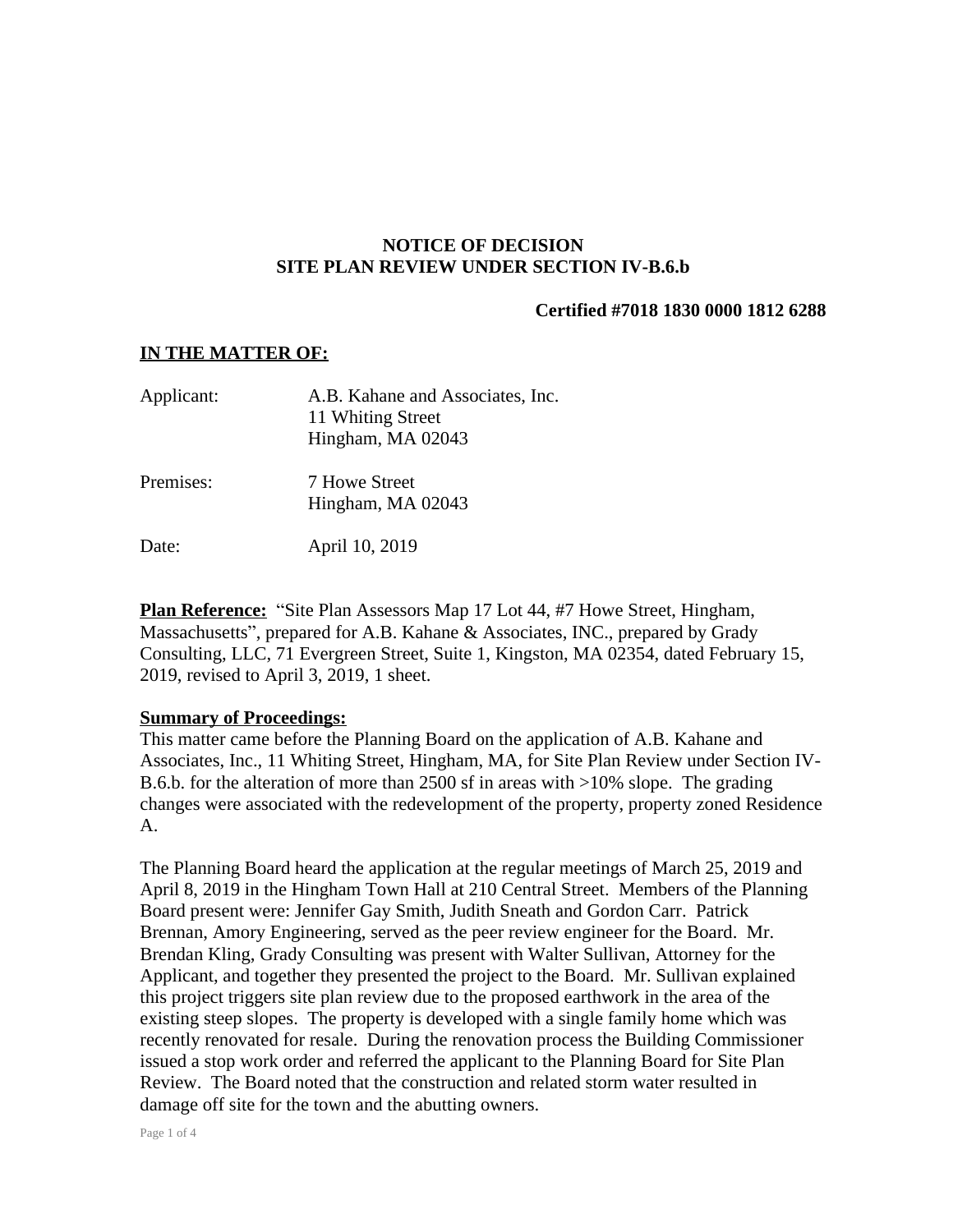**NOTICE OF DECISION**
**SITE PLAN REVIEW UNDER SECTION IV-B.6.b**

**Certified #7018 1830 0000 1812 6288**

**IN THE MATTER OF:**

Applicant: A.B. Kahane and Associates, Inc.
11 Whiting Street
Hingham, MA 02043

Premises: 7 Howe Street
Hingham, MA 02043

Date: April 10, 2019

**Plan Reference:** "Site Plan Assessors Map 17 Lot 44, #7 Howe Street, Hingham, Massachusetts", prepared for A.B. Kahane & Associates, INC., prepared by Grady Consulting, LLC, 71 Evergreen Street, Suite 1, Kingston, MA 02354, dated February 15, 2019, revised to April 3, 2019, 1 sheet.

**Summary of Proceedings:**
This matter came before the Planning Board on the application of A.B. Kahane and Associates, Inc., 11 Whiting Street, Hingham, MA, for Site Plan Review under Section IV-B.6.b. for the alteration of more than 2500 sf in areas with >10% slope. The grading changes were associated with the redevelopment of the property, property zoned Residence A.

The Planning Board heard the application at the regular meetings of March 25, 2019 and April 8, 2019 in the Hingham Town Hall at 210 Central Street. Members of the Planning Board present were: Jennifer Gay Smith, Judith Sneath and Gordon Carr. Patrick Brennan, Amory Engineering, served as the peer review engineer for the Board. Mr. Brendan Kling, Grady Consulting was present with Walter Sullivan, Attorney for the Applicant, and together they presented the project to the Board. Mr. Sullivan explained this project triggers site plan review due to the proposed earthwork in the area of the existing steep slopes. The property is developed with a single family home which was recently renovated for resale. During the renovation process the Building Commissioner issued a stop work order and referred the applicant to the Planning Board for Site Plan Review. The Board noted that the construction and related storm water resulted in damage off site for the town and the abutting owners.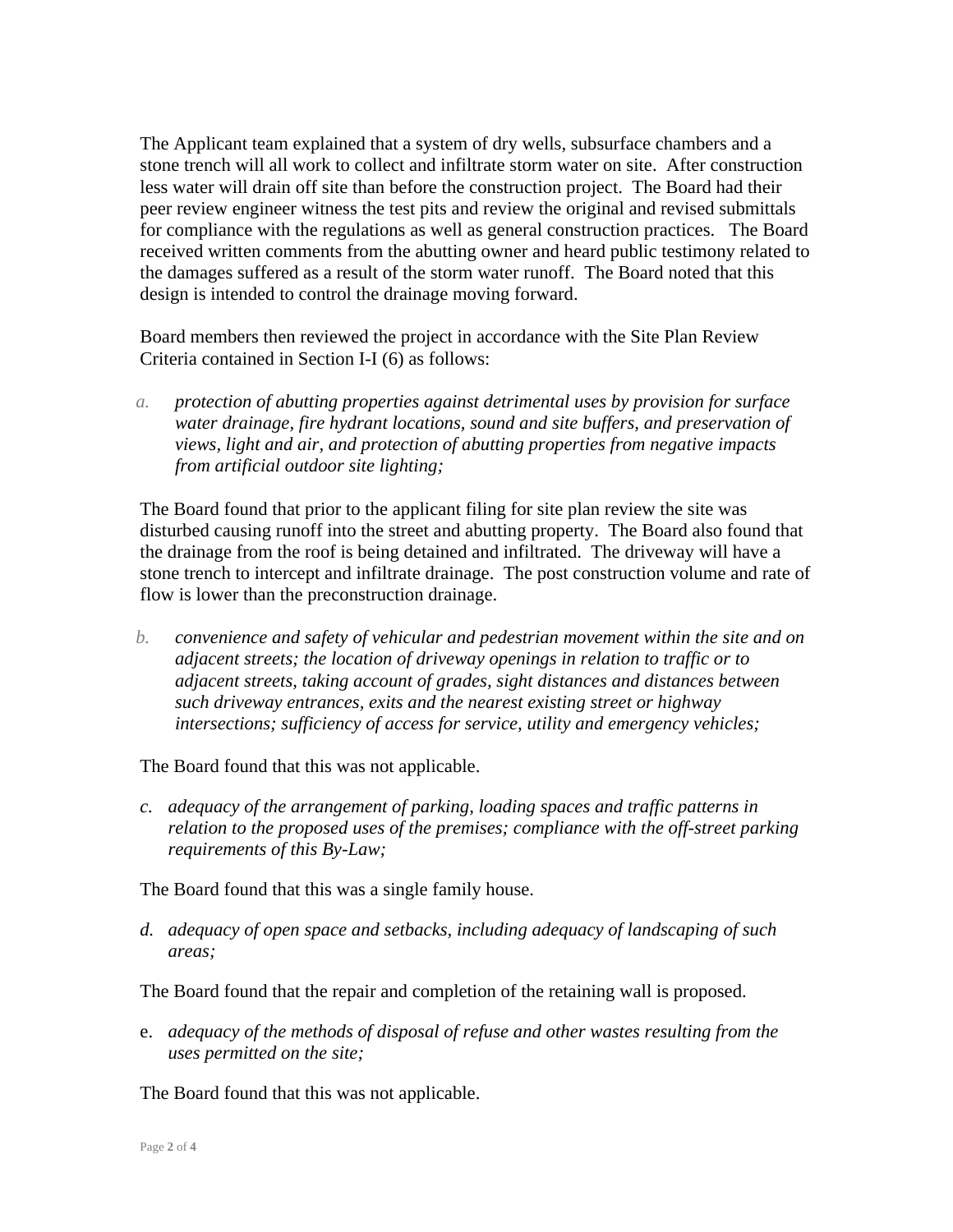The Applicant team explained that a system of dry wells, subsurface chambers and a stone trench will all work to collect and infiltrate storm water on site. After construction less water will drain off site than before the construction project. The Board had their peer review engineer witness the test pits and review the original and revised submittals for compliance with the regulations as well as general construction practices. The Board received written comments from the abutting owner and heard public testimony related to the damages suffered as a result of the storm water runoff. The Board noted that this design is intended to control the drainage moving forward.

Board members then reviewed the project in accordance with the Site Plan Review Criteria contained in Section I-I (6) as follows:

a. *protection of abutting properties against detrimental uses by provision for surface water drainage, fire hydrant locations, sound and site buffers, and preservation of views, light and air, and protection of abutting properties from negative impacts from artificial outdoor site lighting;*

The Board found that prior to the applicant filing for site plan review the site was disturbed causing runoff into the street and abutting property. The Board also found that the drainage from the roof is being detained and infiltrated. The driveway will have a stone trench to intercept and infiltrate drainage. The post construction volume and rate of flow is lower than the preconstruction drainage.

b. *convenience and safety of vehicular and pedestrian movement within the site and on adjacent streets; the location of driveway openings in relation to traffic or to adjacent streets, taking account of grades, sight distances and distances between such driveway entrances, exits and the nearest existing street or highway intersections; sufficiency of access for service, utility and emergency vehicles;*

The Board found that this was not applicable.

c. *adequacy of the arrangement of parking, loading spaces and traffic patterns in relation to the proposed uses of the premises; compliance with the off-street parking requirements of this By-Law;*

The Board found that this was a single family house.

d. *adequacy of open space and setbacks, including adequacy of landscaping of such areas;*

The Board found that the repair and completion of the retaining wall is proposed.

e. *adequacy of the methods of disposal of refuse and other wastes resulting from the uses permitted on the site;*

The Board found that this was not applicable.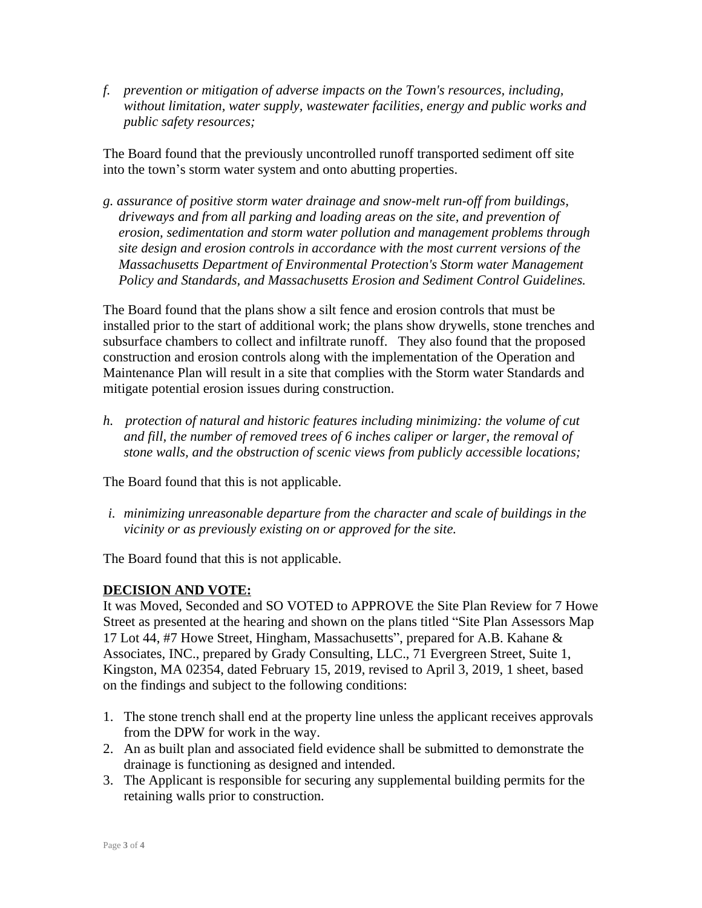*f. prevention or mitigation of adverse impacts on the Town's resources, including, without limitation, water supply, wastewater facilities, energy and public works and public safety resources;*

The Board found that the previously uncontrolled runoff transported sediment off site into the town's storm water system and onto abutting properties.

*g. assurance of positive storm water drainage and snow-melt run-off from buildings, driveways and from all parking and loading areas on the site, and prevention of erosion, sedimentation and storm water pollution and management problems through site design and erosion controls in accordance with the most current versions of the Massachusetts Department of Environmental Protection's Storm water Management Policy and Standards, and Massachusetts Erosion and Sediment Control Guidelines.*

The Board found that the plans show a silt fence and erosion controls that must be installed prior to the start of additional work; the plans show drywells, stone trenches and subsurface chambers to collect and infiltrate runoff. They also found that the proposed construction and erosion controls along with the implementation of the Operation and Maintenance Plan will result in a site that complies with the Storm water Standards and mitigate potential erosion issues during construction.

*h. protection of natural and historic features including minimizing: the volume of cut and fill, the number of removed trees of 6 inches caliper or larger, the removal of stone walls, and the obstruction of scenic views from publicly accessible locations;*

The Board found that this is not applicable.

*i. minimizing unreasonable departure from the character and scale of buildings in the vicinity or as previously existing on or approved for the site.*

The Board found that this is not applicable.

**DECISION AND VOTE:**

It was Moved, Seconded and SO VOTED to APPROVE the Site Plan Review for 7 Howe Street as presented at the hearing and shown on the plans titled "Site Plan Assessors Map 17 Lot 44, #7 Howe Street, Hingham, Massachusetts", prepared for A.B. Kahane & Associates, INC., prepared by Grady Consulting, LLC., 71 Evergreen Street, Suite 1, Kingston, MA 02354, dated February 15, 2019, revised to April 3, 2019, 1 sheet, based on the findings and subject to the following conditions:

1. The stone trench shall end at the property line unless the applicant receives approvals from the DPW for work in the way.
2. An as built plan and associated field evidence shall be submitted to demonstrate the drainage is functioning as designed and intended.
3. The Applicant is responsible for securing any supplemental building permits for the retaining walls prior to construction.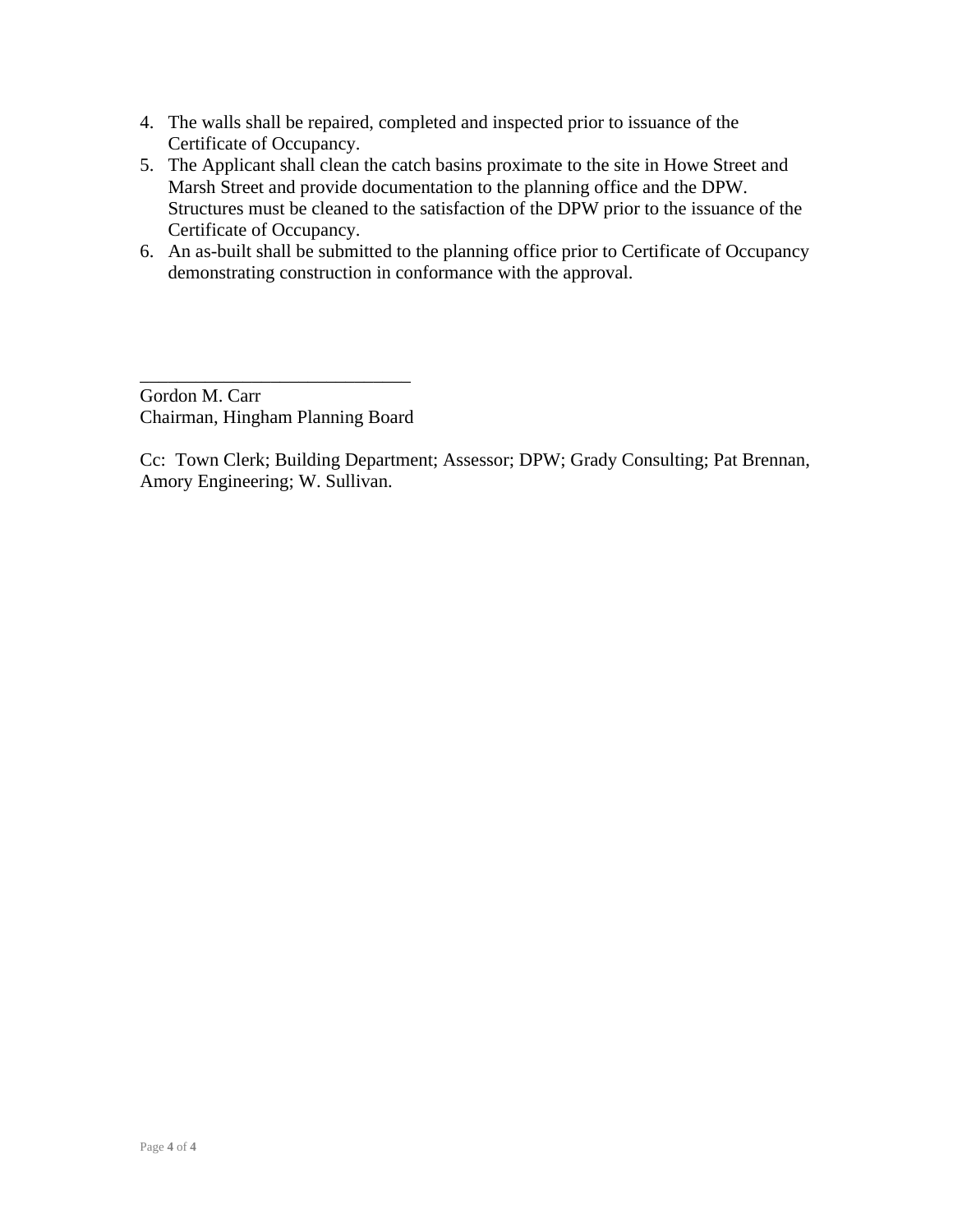4. The walls shall be repaired, completed and inspected prior to issuance of the Certificate of Occupancy.
5. The Applicant shall clean the catch basins proximate to the site in Howe Street and Marsh Street and provide documentation to the planning office and the DPW. Structures must be cleaned to the satisfaction of the DPW prior to the issuance of the Certificate of Occupancy.
6. An as-built shall be submitted to the planning office prior to Certificate of Occupancy demonstrating construction in conformance with the approval.

______________________________
Gordon M. Carr
Chairman, Hingham Planning Board

Cc: Town Clerk; Building Department; Assessor; DPW; Grady Consulting; Pat Brennan, Amory Engineering; W. Sullivan.